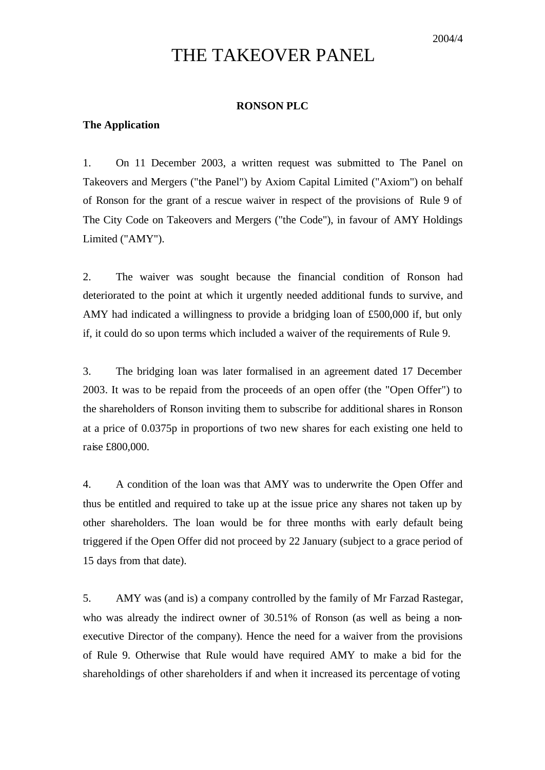2004/4

# THE TAKEOVER PANEL

**RONSON PLC**

**The Application**

1. On 11 December 2003, a written request was submitted to The Panel on Takeovers and Mergers ("the Panel") by Axiom Capital Limited ("Axiom") on behalf of Ronson for the grant of a rescue waiver in respect of the provisions of Rule 9 of The City Code on Takeovers and Mergers ("the Code"), in favour of AMY Holdings Limited ("AMY").

2. The waiver was sought because the financial condition of Ronson had deteriorated to the point at which it urgently needed additional funds to survive, and AMY had indicated a willingness to provide a bridging loan of £500,000 if, but only if, it could do so upon terms which included a waiver of the requirements of Rule 9.

3. The bridging loan was later formalised in an agreement dated 17 December 2003. It was to be repaid from the proceeds of an open offer (the "Open Offer") to the shareholders of Ronson inviting them to subscribe for additional shares in Ronson at a price of 0.0375p in proportions of two new shares for each existing one held to raise £800,000.

4. A condition of the loan was that AMY was to underwrite the Open Offer and thus be entitled and required to take up at the issue price any shares not taken up by other shareholders. The loan would be for three months with early default being triggered if the Open Offer did not proceed by 22 January (subject to a grace period of 15 days from that date).

5. AMY was (and is) a company controlled by the family of Mr Farzad Rastegar, who was already the indirect owner of 30.51% of Ronson (as well as being a non-executive Director of the company). Hence the need for a waiver from the provisions of Rule 9. Otherwise that Rule would have required AMY to make a bid for the shareholdings of other shareholders if and when it increased its percentage of voting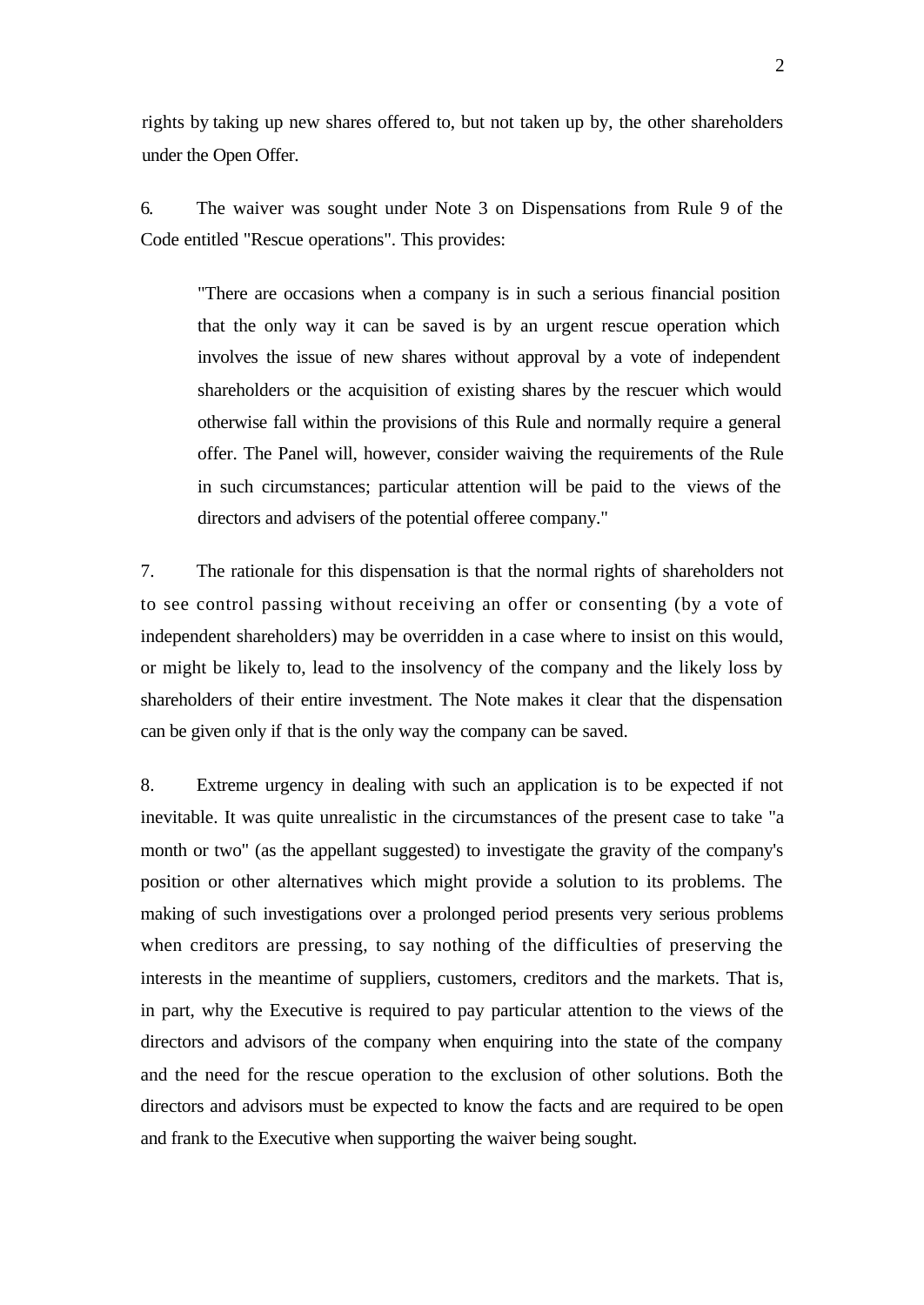rights by taking up new shares offered to, but not taken up by, the other shareholders under the Open Offer.

6. The waiver was sought under Note 3 on Dispensations from Rule 9 of the Code entitled "Rescue operations". This provides:

> "There are occasions when a company is in such a serious financial position that the only way it can be saved is by an urgent rescue operation which involves the issue of new shares without approval by a vote of independent shareholders or the acquisition of existing shares by the rescuer which would otherwise fall within the provisions of this Rule and normally require a general offer. The Panel will, however, consider waiving the requirements of the Rule in such circumstances; particular attention will be paid to the views of the directors and advisers of the potential offeree company."

7. The rationale for this dispensation is that the normal rights of shareholders not to see control passing without receiving an offer or consenting (by a vote of independent shareholders) may be overridden in a case where to insist on this would, or might be likely to, lead to the insolvency of the company and the likely loss by shareholders of their entire investment. The Note makes it clear that the dispensation can be given only if that is the only way the company can be saved.

8. Extreme urgency in dealing with such an application is to be expected if not inevitable. It was quite unrealistic in the circumstances of the present case to take "a month or two" (as the appellant suggested) to investigate the gravity of the company's position or other alternatives which might provide a solution to its problems. The making of such investigations over a prolonged period presents very serious problems when creditors are pressing, to say nothing of the difficulties of preserving the interests in the meantime of suppliers, customers, creditors and the markets. That is, in part, why the Executive is required to pay particular attention to the views of the directors and advisors of the company when enquiring into the state of the company and the need for the rescue operation to the exclusion of other solutions. Both the directors and advisors must be expected to know the facts and are required to be open and frank to the Executive when supporting the waiver being sought.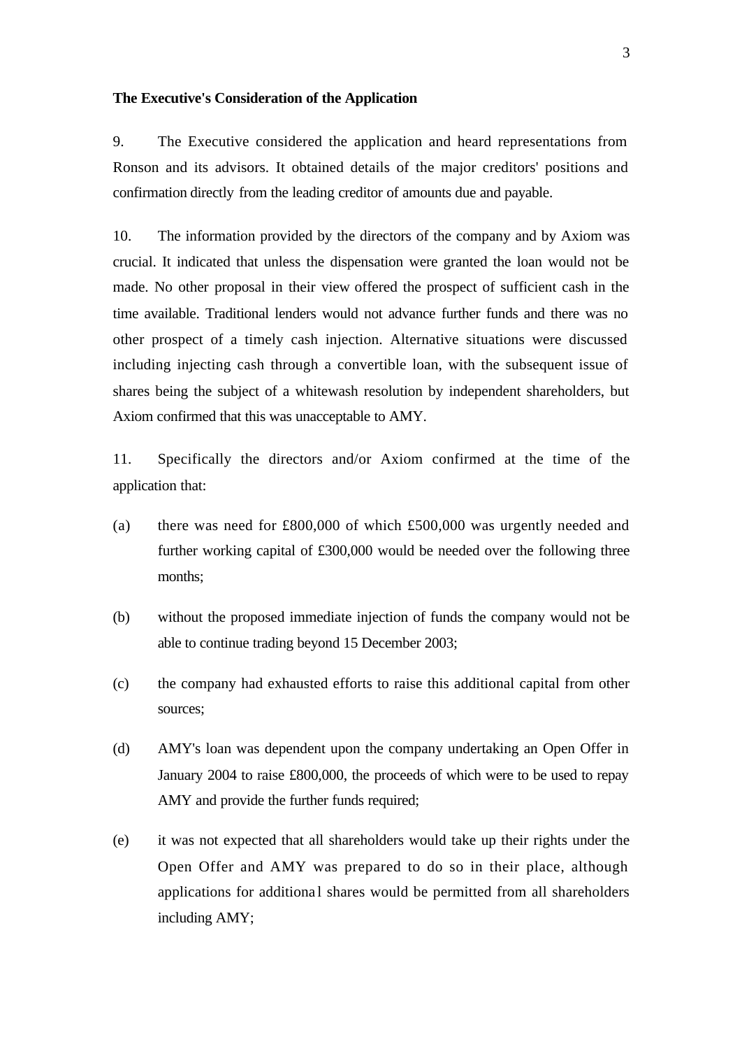**The Executive's Consideration of the Application**

9. The Executive considered the application and heard representations from Ronson and its advisors. It obtained details of the major creditors' positions and confirmation directly from the leading creditor of amounts due and payable.

10. The information provided by the directors of the company and by Axiom was crucial. It indicated that unless the dispensation were granted the loan would not be made. No other proposal in their view offered the prospect of sufficient cash in the time available. Traditional lenders would not advance further funds and there was no other prospect of a timely cash injection. Alternative situations were discussed including injecting cash through a convertible loan, with the subsequent issue of shares being the subject of a whitewash resolution by independent shareholders, but Axiom confirmed that this was unacceptable to AMY.

11. Specifically the directors and/or Axiom confirmed at the time of the application that:

(a) there was need for £800,000 of which £500,000 was urgently needed and further working capital of £300,000 would be needed over the following three months;

(b) without the proposed immediate injection of funds the company would not be able to continue trading beyond 15 December 2003;

(c) the company had exhausted efforts to raise this additional capital from other sources;

(d) AMY's loan was dependent upon the company undertaking an Open Offer in January 2004 to raise £800,000, the proceeds of which were to be used to repay AMY and provide the further funds required;

(e) it was not expected that all shareholders would take up their rights under the Open Offer and AMY was prepared to do so in their place, although applications for additional shares would be permitted from all shareholders including AMY;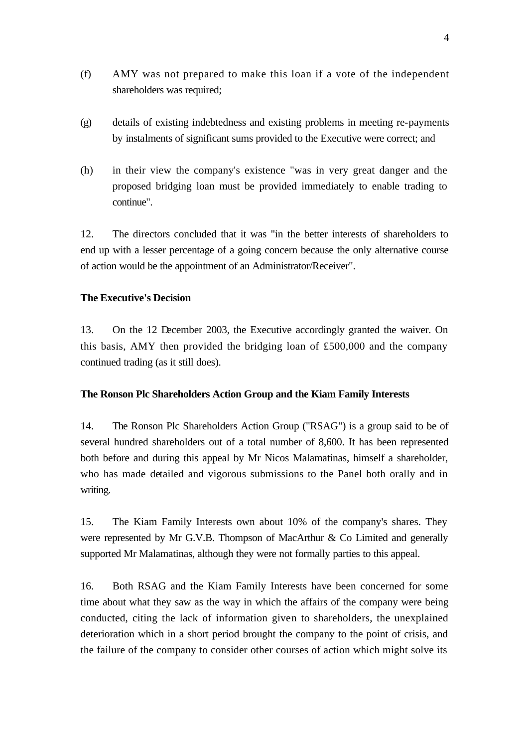(f) AMY was not prepared to make this loan if a vote of the independent shareholders was required;

(g) details of existing indebtedness and existing problems in meeting re-payments by instalments of significant sums provided to the Executive were correct; and

(h) in their view the company's existence "was in very great danger and the proposed bridging loan must be provided immediately to enable trading to continue".

12. The directors concluded that it was "in the better interests of shareholders to end up with a lesser percentage of a going concern because the only alternative course of action would be the appointment of an Administrator/Receiver".

**The Executive's Decision**

13. On the 12 December 2003, the Executive accordingly granted the waiver. On this basis, AMY then provided the bridging loan of £500,000 and the company continued trading (as it still does).

**The Ronson Plc Shareholders Action Group and the Kiam Family Interests**

14. The Ronson Plc Shareholders Action Group ("RSAG") is a group said to be of several hundred shareholders out of a total number of 8,600. It has been represented both before and during this appeal by Mr Nicos Malamatinas, himself a shareholder, who has made detailed and vigorous submissions to the Panel both orally and in writing.

15. The Kiam Family Interests own about 10% of the company's shares. They were represented by Mr G.V.B. Thompson of MacArthur & Co Limited and generally supported Mr Malamatinas, although they were not formally parties to this appeal.

16. Both RSAG and the Kiam Family Interests have been concerned for some time about what they saw as the way in which the affairs of the company were being conducted, citing the lack of information given to shareholders, the unexplained deterioration which in a short period brought the company to the point of crisis, and the failure of the company to consider other courses of action which might solve its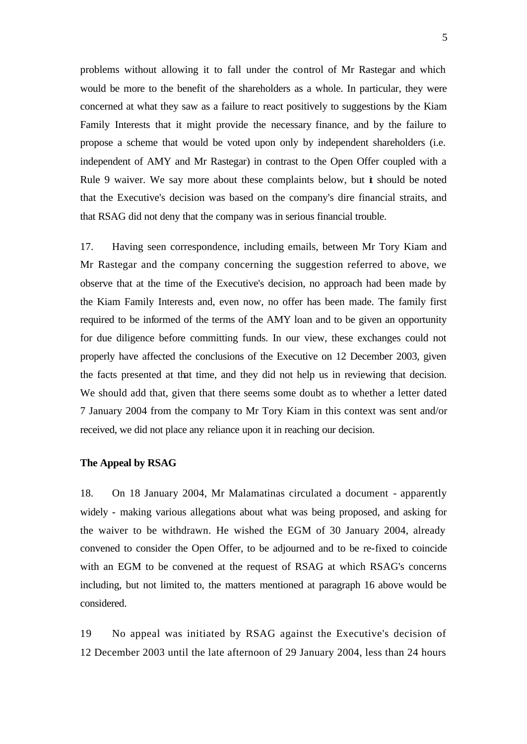problems without allowing it to fall under the control of Mr Rastegar and which would be more to the benefit of the shareholders as a whole. In particular, they were concerned at what they saw as a failure to react positively to suggestions by the Kiam Family Interests that it might provide the necessary finance, and by the failure to propose a scheme that would be voted upon only by independent shareholders (i.e. independent of AMY and Mr Rastegar) in contrast to the Open Offer coupled with a Rule 9 waiver. We say more about these complaints below, but it should be noted that the Executive's decision was based on the company's dire financial straits, and that RSAG did not deny that the company was in serious financial trouble.

17. Having seen correspondence, including emails, between Mr Tory Kiam and Mr Rastegar and the company concerning the suggestion referred to above, we observe that at the time of the Executive's decision, no approach had been made by the Kiam Family Interests and, even now, no offer has been made. The family first required to be informed of the terms of the AMY loan and to be given an opportunity for due diligence before committing funds. In our view, these exchanges could not properly have affected the conclusions of the Executive on 12 December 2003, given the facts presented at that time, and they did not help us in reviewing that decision. We should add that, given that there seems some doubt as to whether a letter dated 7 January 2004 from the company to Mr Tory Kiam in this context was sent and/or received, we did not place any reliance upon it in reaching our decision.

**The Appeal by RSAG**

18. On 18 January 2004, Mr Malamatinas circulated a document - apparently widely - making various allegations about what was being proposed, and asking for the waiver to be withdrawn. He wished the EGM of 30 January 2004, already convened to consider the Open Offer, to be adjourned and to be re-fixed to coincide with an EGM to be convened at the request of RSAG at which RSAG's concerns including, but not limited to, the matters mentioned at paragraph 16 above would be considered.

19 No appeal was initiated by RSAG against the Executive's decision of 12 December 2003 until the late afternoon of 29 January 2004, less than 24 hours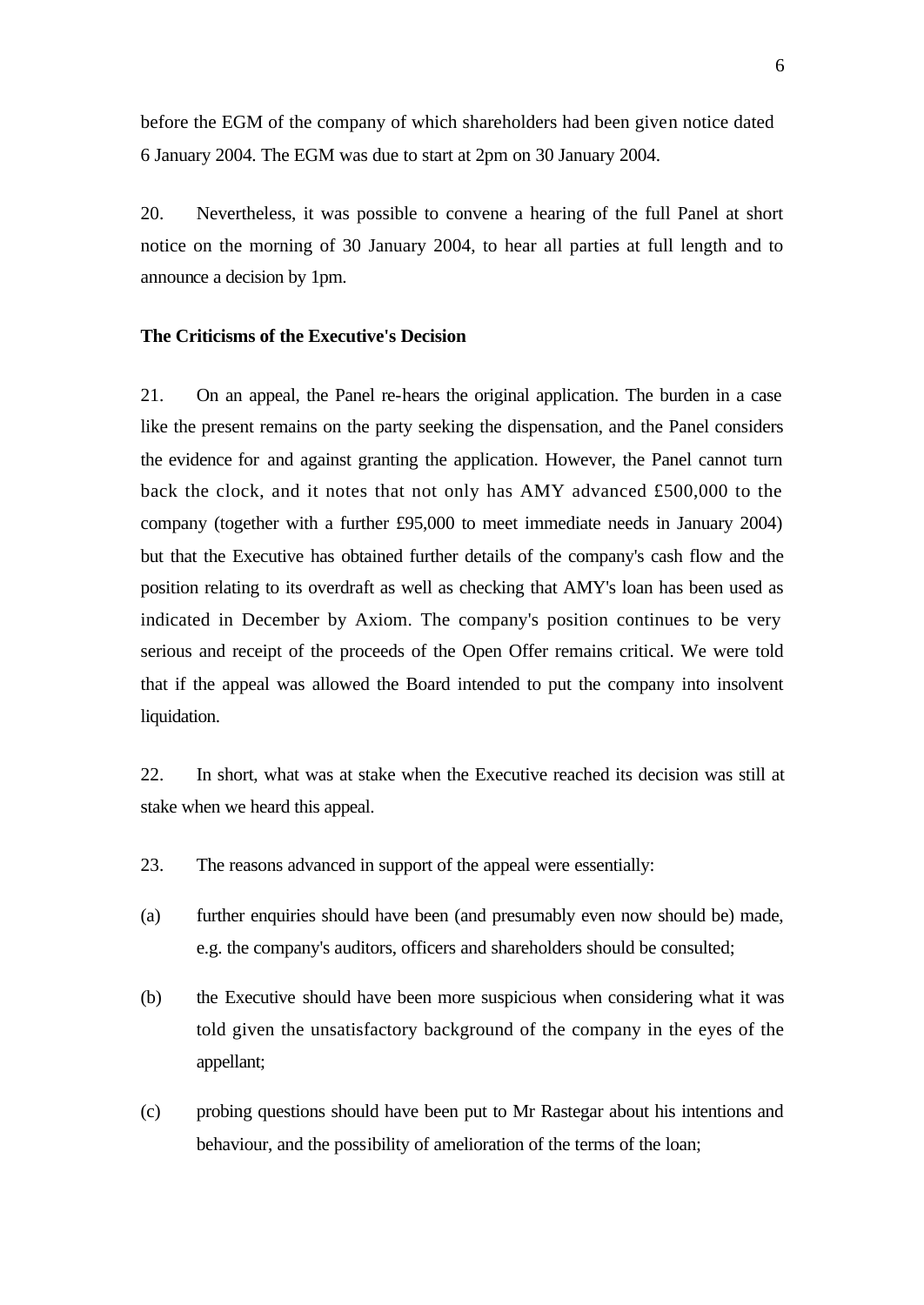before the EGM of the company of which shareholders had been given notice dated 6 January 2004. The EGM was due to start at 2pm on 30 January 2004.

20. Nevertheless, it was possible to convene a hearing of the full Panel at short notice on the morning of 30 January 2004, to hear all parties at full length and to announce a decision by 1pm.

**The Criticisms of the Executive's Decision**

21. On an appeal, the Panel re-hears the original application. The burden in a case like the present remains on the party seeking the dispensation, and the Panel considers the evidence for and against granting the application. However, the Panel cannot turn back the clock, and it notes that not only has AMY advanced £500,000 to the company (together with a further £95,000 to meet immediate needs in January 2004) but that the Executive has obtained further details of the company's cash flow and the position relating to its overdraft as well as checking that AMY's loan has been used as indicated in December by Axiom. The company's position continues to be very serious and receipt of the proceeds of the Open Offer remains critical. We were told that if the appeal was allowed the Board intended to put the company into insolvent liquidation.

22. In short, what was at stake when the Executive reached its decision was still at stake when we heard this appeal.

23. The reasons advanced in support of the appeal were essentially:

(a) further enquiries should have been (and presumably even now should be) made, e.g. the company's auditors, officers and shareholders should be consulted;

(b) the Executive should have been more suspicious when considering what it was told given the unsatisfactory background of the company in the eyes of the appellant;

(c) probing questions should have been put to Mr Rastegar about his intentions and behaviour, and the possibility of amelioration of the terms of the loan;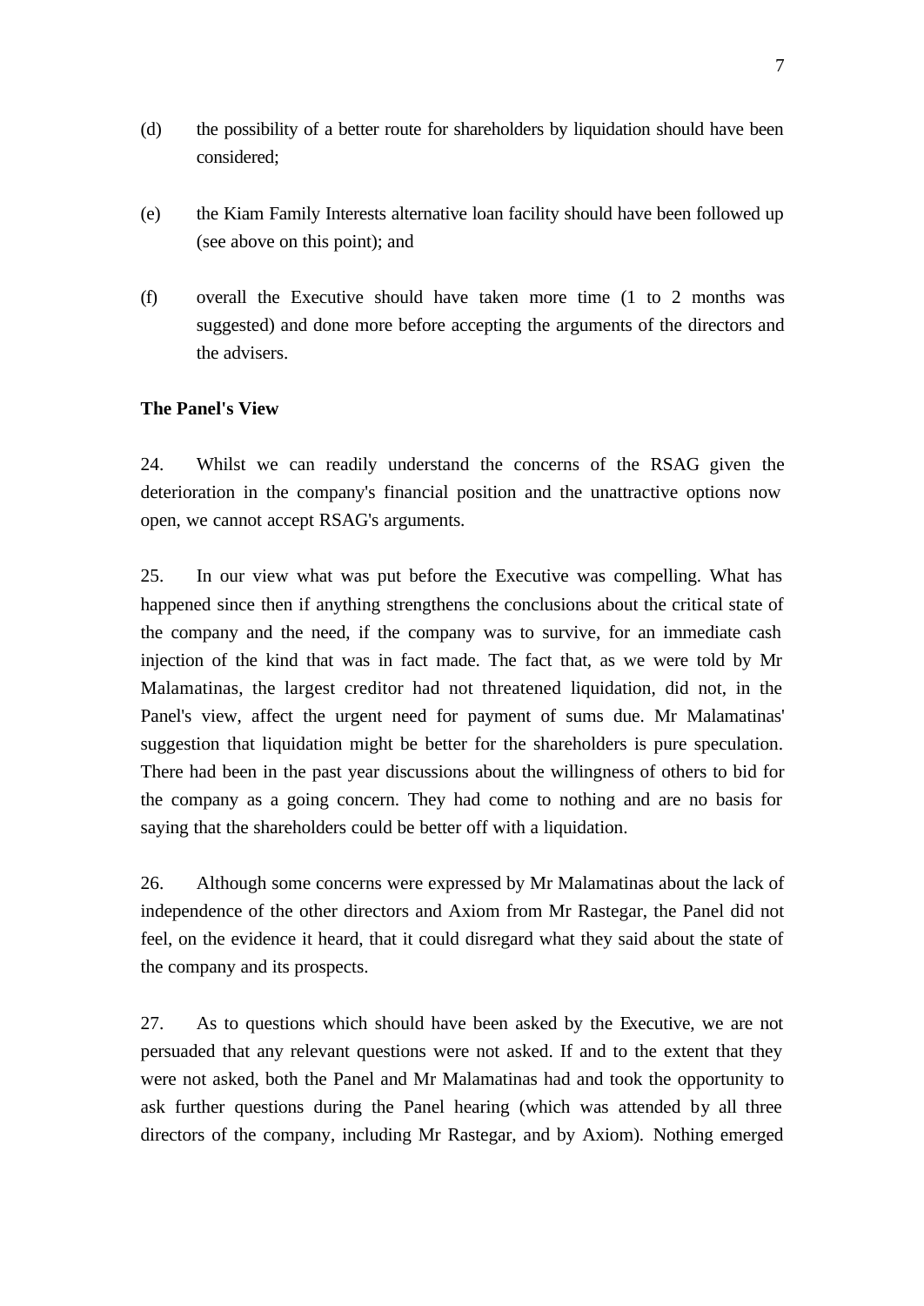(d) the possibility of a better route for shareholders by liquidation should have been considered;

(e) the Kiam Family Interests alternative loan facility should have been followed up (see above on this point); and

(f) overall the Executive should have taken more time (1 to 2 months was suggested) and done more before accepting the arguments of the directors and the advisers.

**The Panel's View**

24. Whilst we can readily understand the concerns of the RSAG given the deterioration in the company's financial position and the unattractive options now open, we cannot accept RSAG's arguments.

25. In our view what was put before the Executive was compelling. What has happened since then if anything strengthens the conclusions about the critical state of the company and the need, if the company was to survive, for an immediate cash injection of the kind that was in fact made. The fact that, as we were told by Mr Malamatinas, the largest creditor had not threatened liquidation, did not, in the Panel's view, affect the urgent need for payment of sums due. Mr Malamatinas' suggestion that liquidation might be better for the shareholders is pure speculation. There had been in the past year discussions about the willingness of others to bid for the company as a going concern. They had come to nothing and are no basis for saying that the shareholders could be better off with a liquidation.

26. Although some concerns were expressed by Mr Malamatinas about the lack of independence of the other directors and Axiom from Mr Rastegar, the Panel did not feel, on the evidence it heard, that it could disregard what they said about the state of the company and its prospects.

27. As to questions which should have been asked by the Executive, we are not persuaded that any relevant questions were not asked. If and to the extent that they were not asked, both the Panel and Mr Malamatinas had and took the opportunity to ask further questions during the Panel hearing (which was attended by all three directors of the company, including Mr Rastegar, and by Axiom). Nothing emerged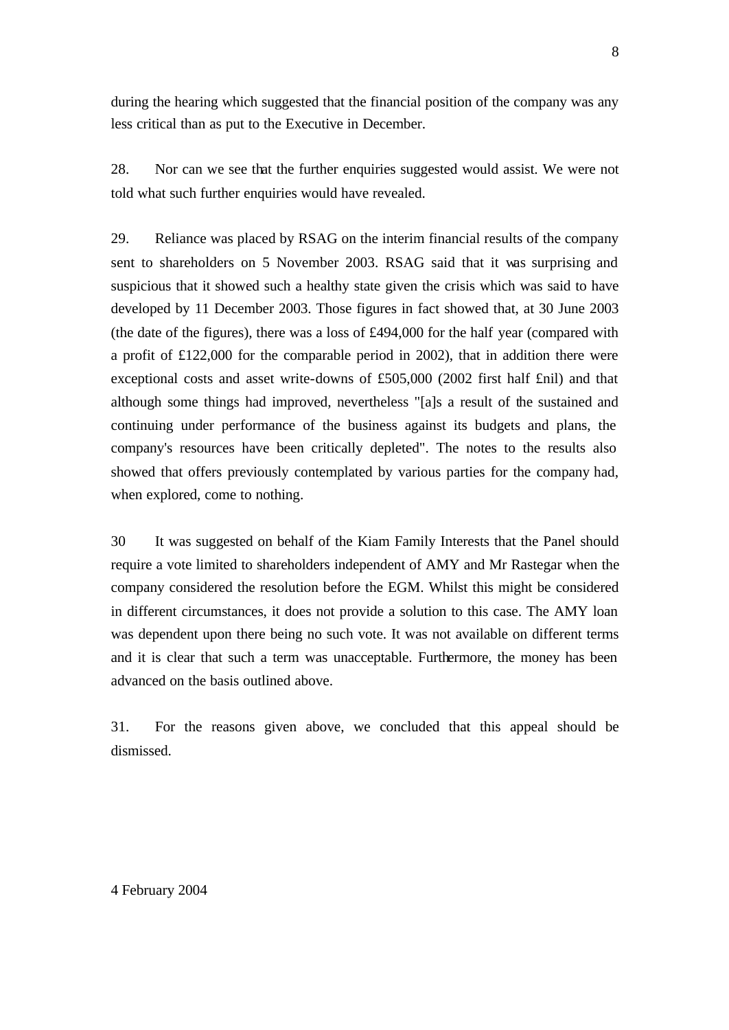during the hearing which suggested that the financial position of the company was any less critical than as put to the Executive in December.

28. Nor can we see that the further enquiries suggested would assist. We were not told what such further enquiries would have revealed.

29. Reliance was placed by RSAG on the interim financial results of the company sent to shareholders on 5 November 2003. RSAG said that it was surprising and suspicious that it showed such a healthy state given the crisis which was said to have developed by 11 December 2003. Those figures in fact showed that, at 30 June 2003 (the date of the figures), there was a loss of £494,000 for the half year (compared with a profit of £122,000 for the comparable period in 2002), that in addition there were exceptional costs and asset write-downs of £505,000 (2002 first half £nil) and that although some things had improved, nevertheless "[a]s a result of the sustained and continuing under performance of the business against its budgets and plans, the company's resources have been critically depleted". The notes to the results also showed that offers previously contemplated by various parties for the company had, when explored, come to nothing.

30 It was suggested on behalf of the Kiam Family Interests that the Panel should require a vote limited to shareholders independent of AMY and Mr Rastegar when the company considered the resolution before the EGM. Whilst this might be considered in different circumstances, it does not provide a solution to this case. The AMY loan was dependent upon there being no such vote. It was not available on different terms and it is clear that such a term was unacceptable. Furthermore, the money has been advanced on the basis outlined above.

31. For the reasons given above, we concluded that this appeal should be dismissed.

4 February 2004